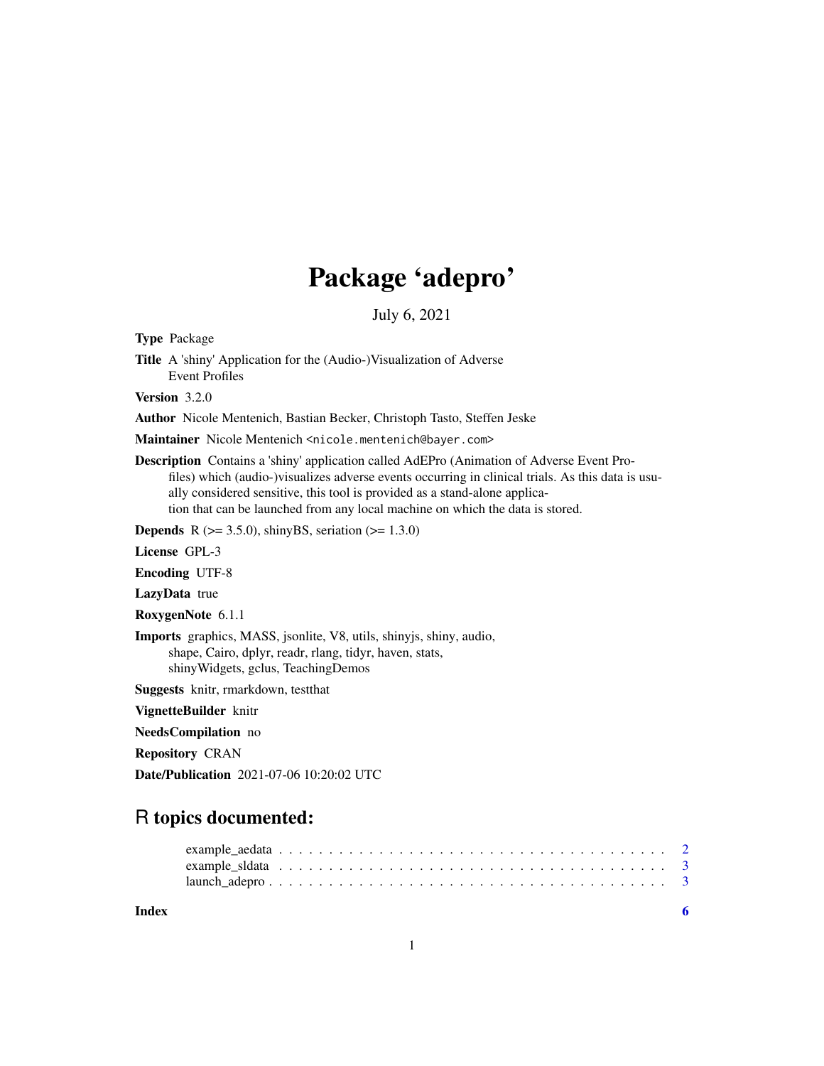# Package 'adepro'

July 6, 2021

**Type** Package

**Title** A 'shiny' Application for the (Audio-)Visualization of Adverse Event Profiles

**Version** 3.2.0

**Author** Nicole Mentenich, Bastian Becker, Christoph Tasto, Steffen Jeske

**Maintainer** Nicole Mentenich <nicole.mentenich@bayer.com>

**Description** Contains a 'shiny' application called AdEPro (Animation of Adverse Event Profiles) which (audio-)visualizes adverse events occurring in clinical trials. As this data is usually considered sensitive, this tool is provided as a stand-alone application that can be launched from any local machine on which the data is stored.

**Depends** R (>= 3.5.0), shinyBS, seriation (>= 1.3.0)

**License** GPL-3

**Encoding** UTF-8

**LazyData** true

**RoxygenNote** 6.1.1

**Imports** graphics, MASS, jsonlite, V8, utils, shinyjs, shiny, audio, shape, Cairo, dplyr, readr, rlang, tidyr, haven, stats, shinyWidgets, gclus, TeachingDemos

**Suggests** knitr, rmarkdown, testthat

**VignetteBuilder** knitr

**NeedsCompilation** no

**Repository** CRAN

**Date/Publication** 2021-07-06 10:20:02 UTC

## R topics documented:

- example_aedata . . . . . . . . . . . . . . . . . . . . . . . . . . . . . . . . . . . . . . 2
- example_sldata . . . . . . . . . . . . . . . . . . . . . . . . . . . . . . . . . . . . . . 3
- launch_adepro . . . . . . . . . . . . . . . . . . . . . . . . . . . . . . . . . . . . . . 3

**Index** 6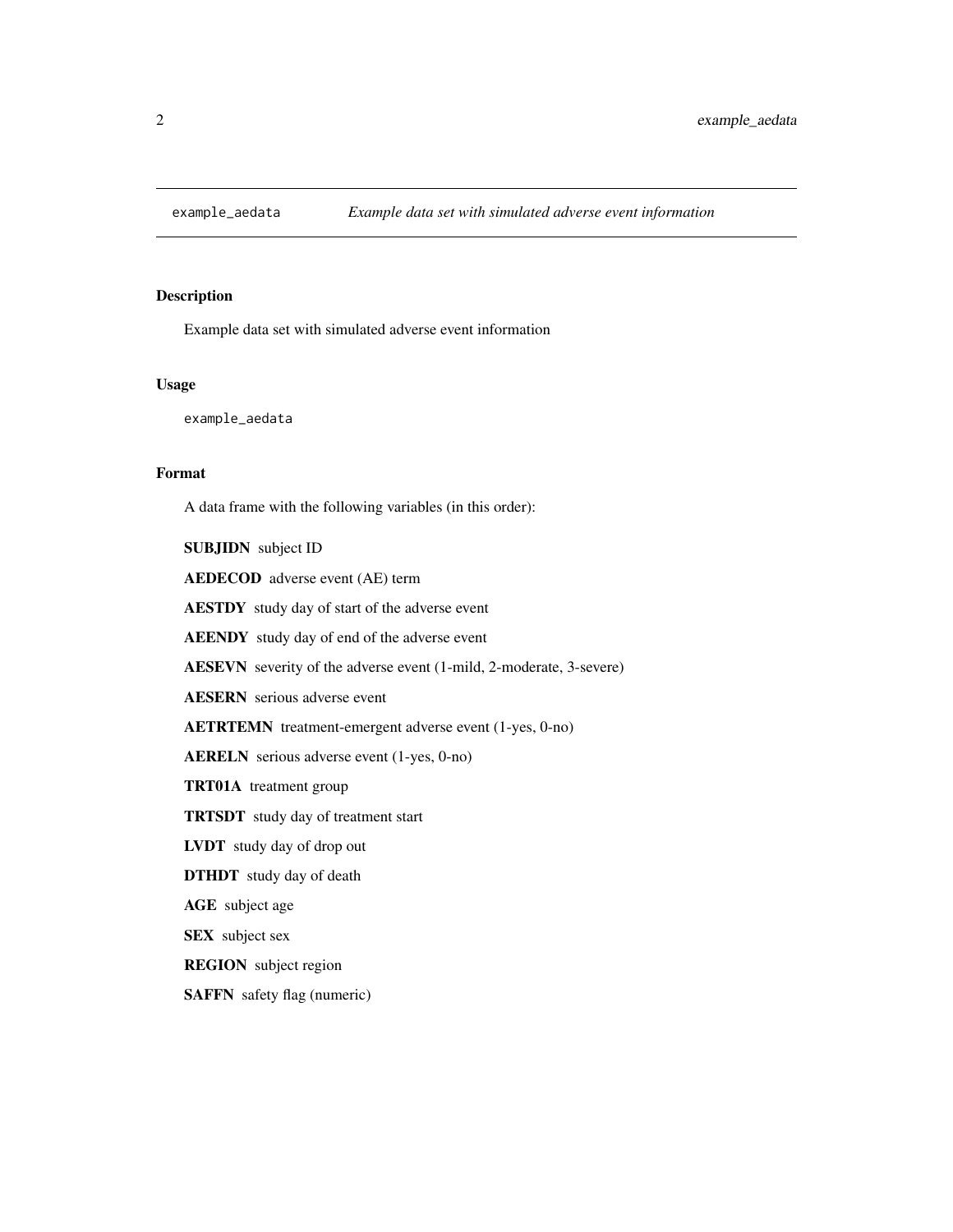# example_aedata — *Example data set with simulated adverse event information*

## Description

Example data set with simulated adverse event information

## Usage

```
example_aedata
```

## Format

A data frame with the following variables (in this order):

**SUBJIDN** subject ID

**AEDECOD** adverse event (AE) term

**AESTDY** study day of start of the adverse event

**AEENDY** study day of end of the adverse event

**AESEVN** severity of the adverse event (1-mild, 2-moderate, 3-severe)

**AESERN** serious adverse event

**AETRTEMN** treatment-emergent adverse event (1-yes, 0-no)

**AERELN** serious adverse event (1-yes, 0-no)

**TRT01A** treatment group

**TRTSDT** study day of treatment start

**LVDT** study day of drop out

**DTHDT** study day of death

**AGE** subject age

**SEX** subject sex

**REGION** subject region

**SAFFN** safety flag (numeric)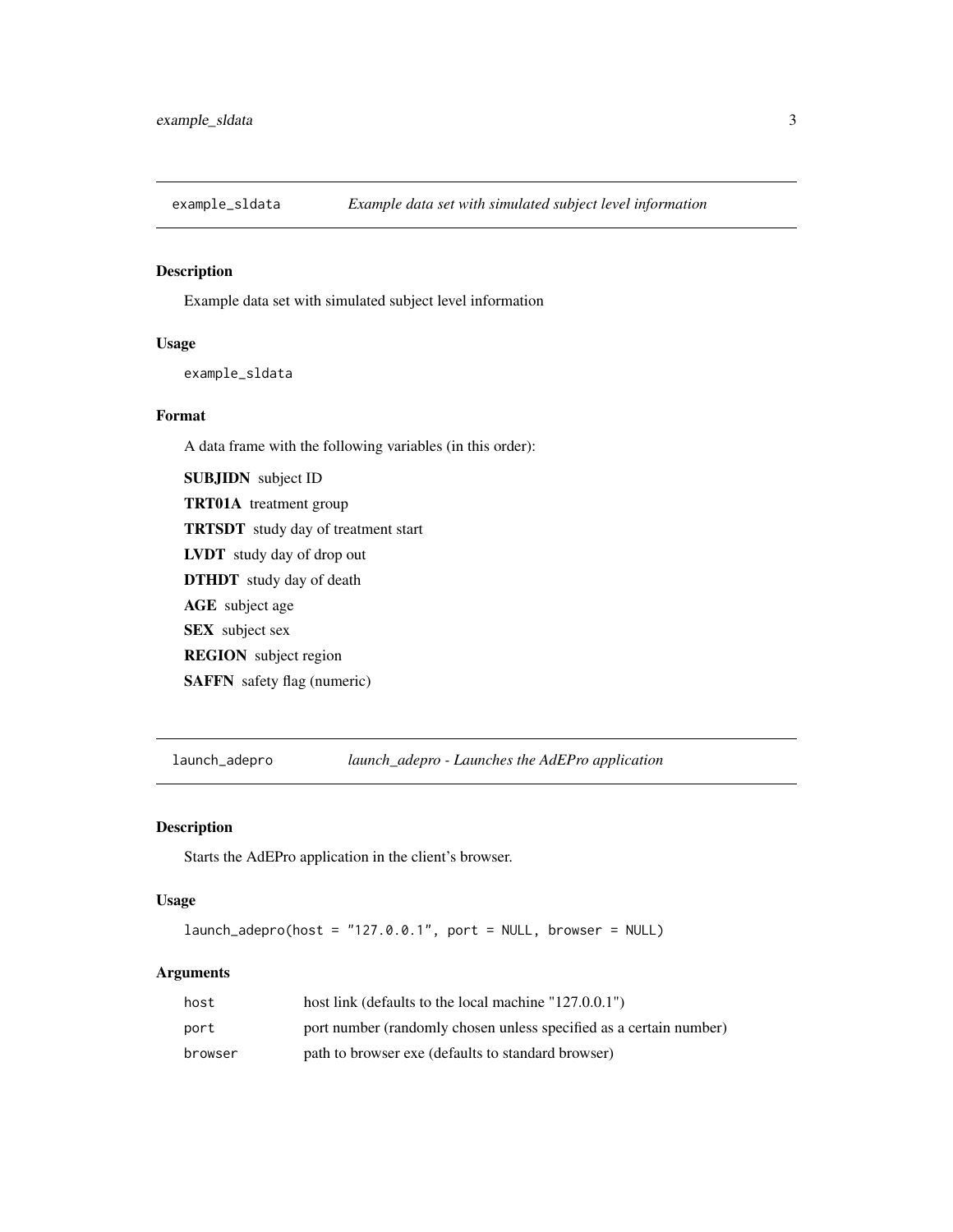## example_sldata — *Example data set with simulated subject level information*

### Description

Example data set with simulated subject level information

### Usage

```
example_sldata
```

### Format

A data frame with the following variables (in this order):

**SUBJIDN** subject ID

**TRT01A** treatment group

**TRTSDT** study day of treatment start

**LVDT** study day of drop out

**DTHDT** study day of death

**AGE** subject age

**SEX** subject sex

**REGION** subject region

**SAFFN** safety flag (numeric)

## launch_adepro — *launch_adepro - Launches the AdEPro application*

### Description

Starts the AdEPro application in the client's browser.

### Usage

```
launch_adepro(host = "127.0.0.1", port = NULL, browser = NULL)
```

### Arguments

| | |
|---|---|
| host | host link (defaults to the local machine "127.0.0.1") |
| port | port number (randomly chosen unless specified as a certain number) |
| browser | path to browser exe (defaults to standard browser) |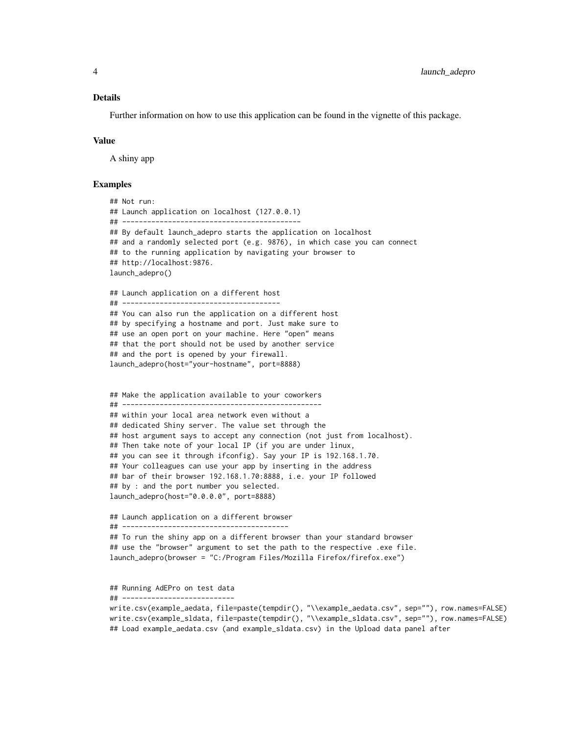### Details

Further information on how to use this application can be found in the vignette of this package.

### Value

A shiny app

### Examples

```
## Not run:
## Launch application on localhost (127.0.0.1)
## -------------------------------------------
## By default launch_adepro starts the application on localhost
## and a randomly selected port (e.g. 9876), in which case you can connect
## to the running application by navigating your browser to
## http://localhost:9876.
launch_adepro()

## Launch application on a different host
## --------------------------------------
## You can also run the application on a different host
## by specifying a hostname and port. Just make sure to
## use an open port on your machine. Here "open" means
## that the port should not be used by another service
## and the port is opened by your firewall.
launch_adepro(host="your-hostname", port=8888)


## Make the application available to your coworkers
## ------------------------------------------------
## within your local area network even without a
## dedicated Shiny server. The value set through the
## host argument says to accept any connection (not just from localhost).
## Then take note of your local IP (if you are under linux,
## you can see it through ifconfig). Say your IP is 192.168.1.70.
## Your colleagues can use your app by inserting in the address
## bar of their browser 192.168.1.70:8888, i.e. your IP followed
## by : and the port number you selected.
launch_adepro(host="0.0.0.0", port=8888)

## Launch application on a different browser
## ----------------------------------------
## To run the shiny app on a different browser than your standard browser
## use the "browser" argument to set the path to the respective .exe file.
launch_adepro(browser = "C:/Program Files/Mozilla Firefox/firefox.exe")


## Running AdEPro on test data
## ---------------------------
write.csv(example_aedata, file=paste(tempdir(), "\\example_aedata.csv", sep=""), row.names=FALSE)
write.csv(example_sldata, file=paste(tempdir(), "\\example_sldata.csv", sep=""), row.names=FALSE)
## Load example_aedata.csv (and example_sldata.csv) in the Upload data panel after
```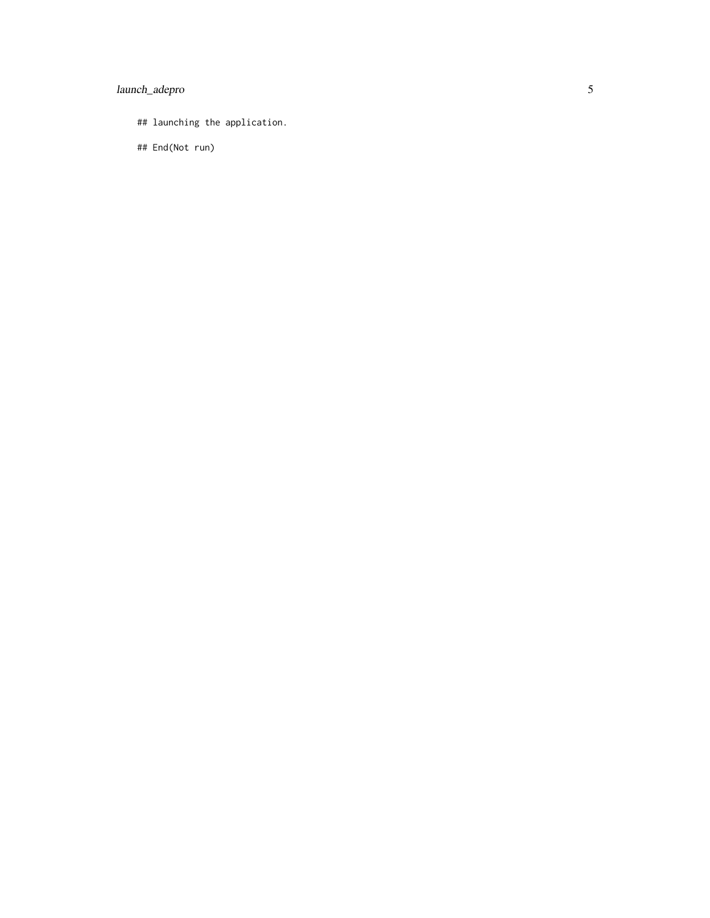```
## launching the application.

## End(Not run)
```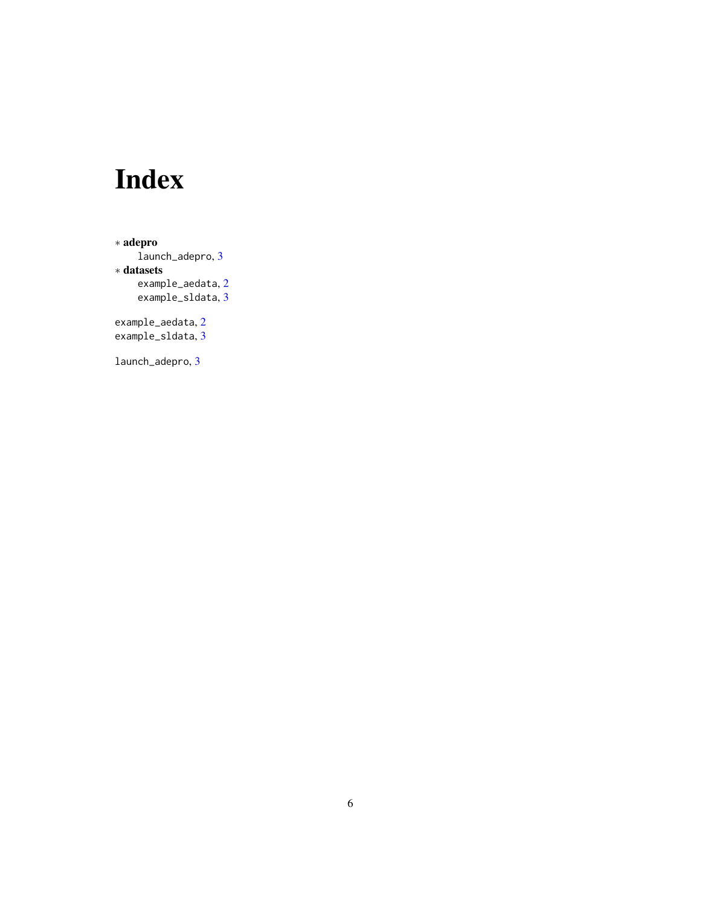# Index

∗ **adepro**
    launch_adepro, 3
∗ **datasets**
    example_aedata, 2
    example_sldata, 3

example_aedata, 2
example_sldata, 3

launch_adepro, 3